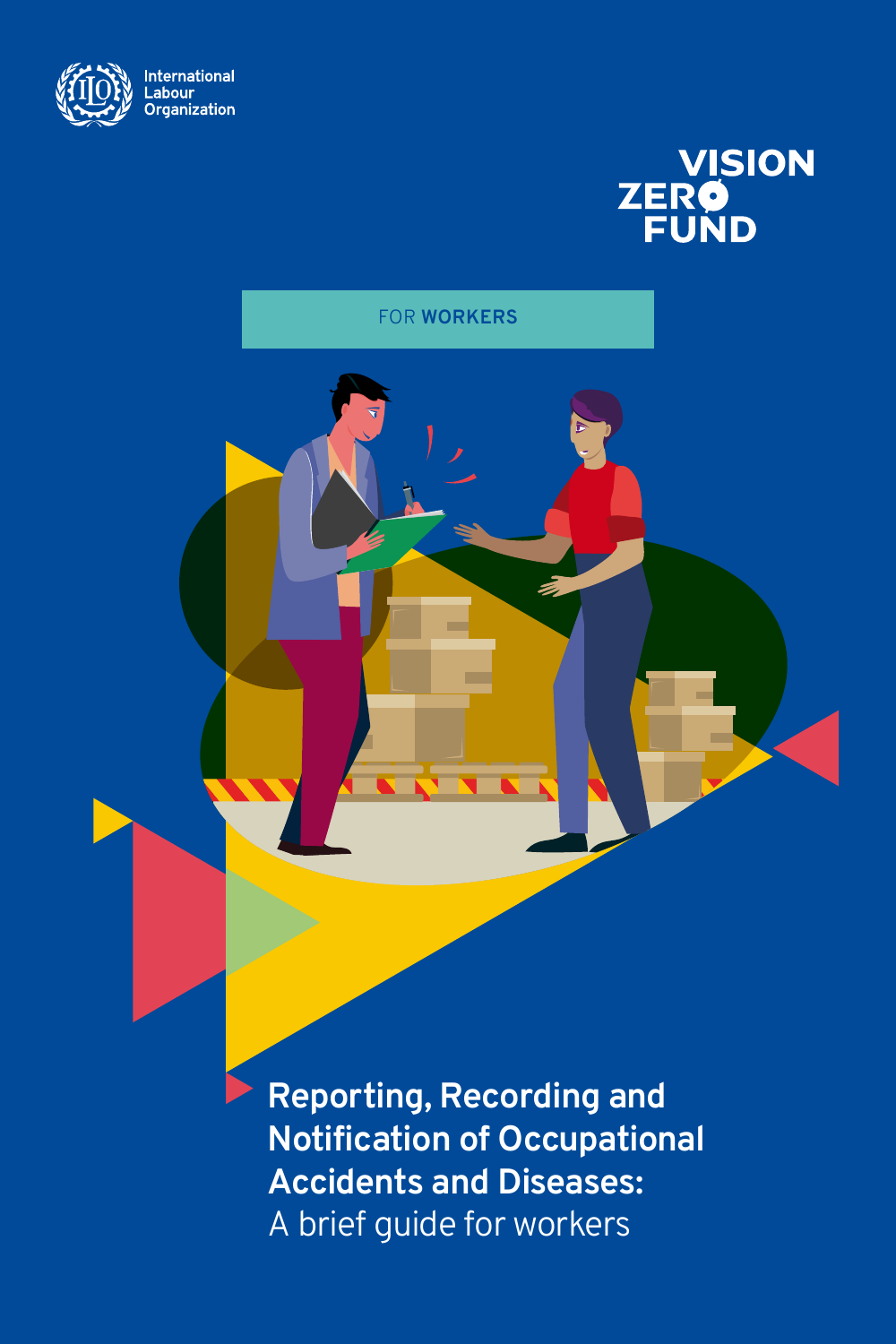International Labour Organization

VISION ZERO FUND

FOR **WORKERS**

# Reporting, Recording and Notification of Occupational Accidents and Diseases:

A brief guide for workers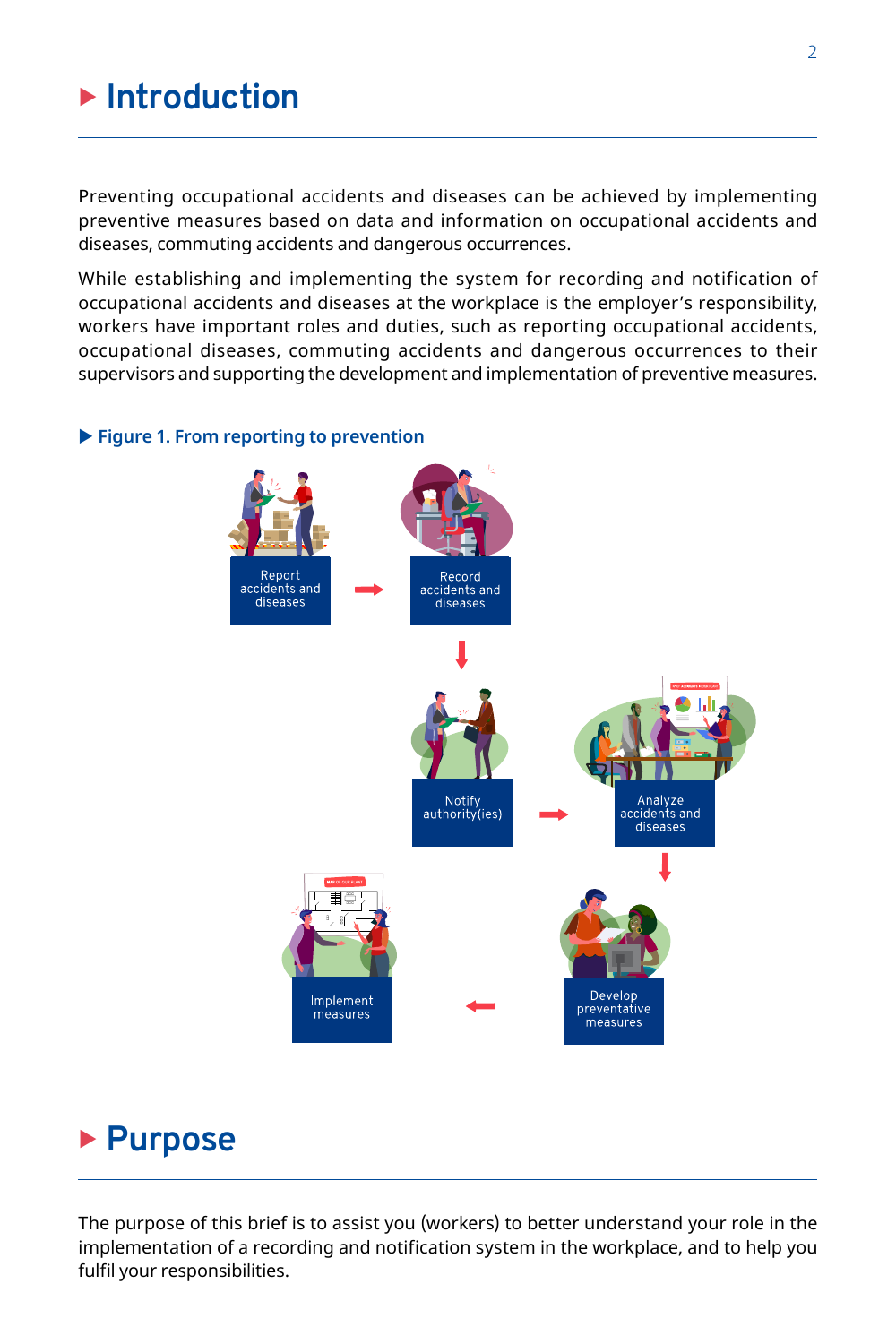# Introduction

Preventing occupational accidents and diseases can be achieved by implementing preventive measures based on data and information on occupational accidents and diseases, commuting accidents and dangerous occurrences.

While establishing and implementing the system for recording and notification of occupational accidents and diseases at the workplace is the employer's responsibility, workers have important roles and duties, such as reporting occupational accidents, occupational diseases, commuting accidents and dangerous occurrences to their supervisors and supporting the development and implementation of preventive measures.

**Figure 1. From reporting to prevention**

Report accidents and diseases → Record accidents and diseases → Notify authority(ies) → Analyze accidents and diseases → Develop preventative measures → Implement measures

# Purpose

The purpose of this brief is to assist you (workers) to better understand your role in the implementation of a recording and notification system in the workplace, and to help you fulfil your responsibilities.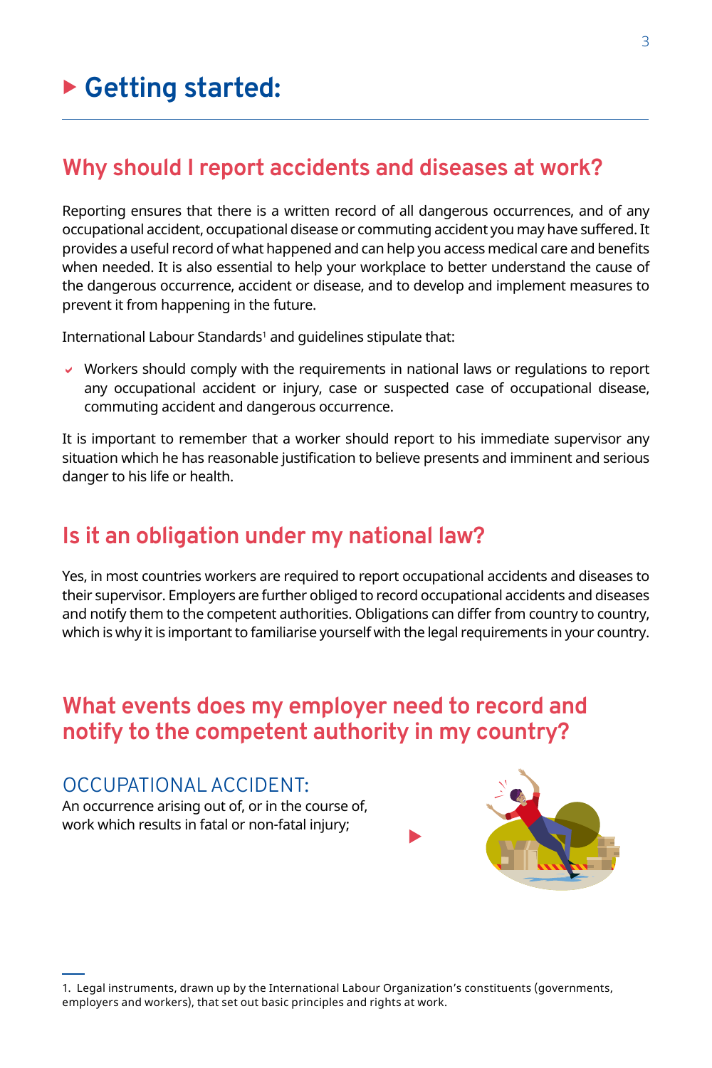# Getting started:

## Why should I report accidents and diseases at work?

Reporting ensures that there is a written record of all dangerous occurrences, and of any occupational accident, occupational disease or commuting accident you may have suffered. It provides a useful record of what happened and can help you access medical care and benefits when needed. It is also essential to help your workplace to better understand the cause of the dangerous occurrence, accident or disease, and to develop and implement measures to prevent it from happening in the future.

International Labour Standards[1] and guidelines stipulate that:

- Workers should comply with the requirements in national laws or regulations to report any occupational accident or injury, case or suspected case of occupational disease, commuting accident and dangerous occurrence.

It is important to remember that a worker should report to his immediate supervisor any situation which he has reasonable justification to believe presents and imminent and serious danger to his life or health.

## Is it an obligation under my national law?

Yes, in most countries workers are required to report occupational accidents and diseases to their supervisor. Employers are further obliged to record occupational accidents and diseases and notify them to the competent authorities. Obligations can differ from country to country, which is why it is important to familiarise yourself with the legal requirements in your country.

## What events does my employer need to record and notify to the competent authority in my country?

### OCCUPATIONAL ACCIDENT:

An occurrence arising out of, or in the course of, work which results in fatal or non-fatal injury;

1. Legal instruments, drawn up by the International Labour Organization's constituents (governments, employers and workers), that set out basic principles and rights at work.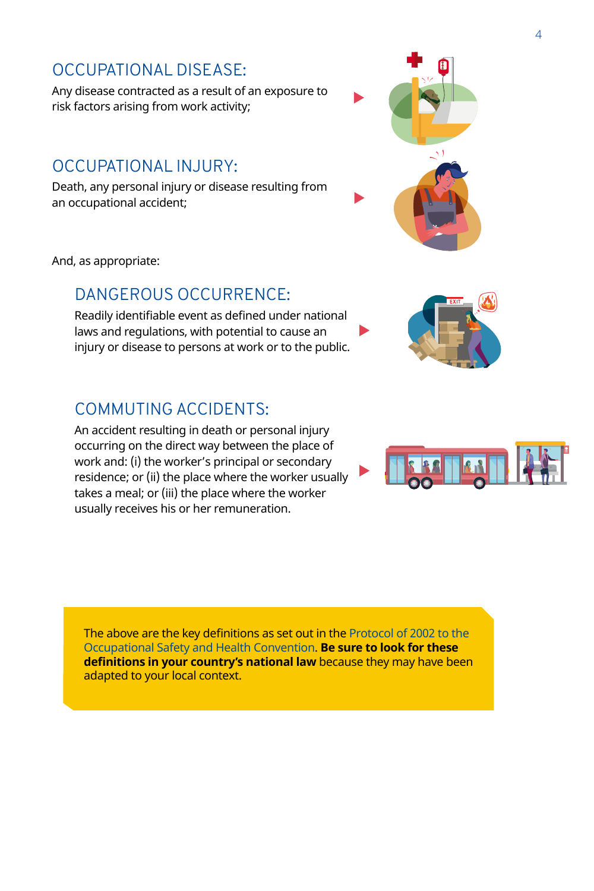## OCCUPATIONAL DISEASE:

Any disease contracted as a result of an exposure to risk factors arising from work activity;

## OCCUPATIONAL INJURY:

Death, any personal injury or disease resulting from an occupational accident;

And, as appropriate:

### DANGEROUS OCCURRENCE:

Readily identifiable event as defined under national laws and regulations, with potential to cause an injury or disease to persons at work or to the public.

### COMMUTING ACCIDENTS:

An accident resulting in death or personal injury occurring on the direct way between the place of work and: (i) the worker's principal or secondary residence; or (ii) the place where the worker usually takes a meal; or (iii) the place where the worker usually receives his or her remuneration.

The above are the key definitions as set out in the Protocol of 2002 to the Occupational Safety and Health Convention. **Be sure to look for these definitions in your country's national law** because they may have been adapted to your local context.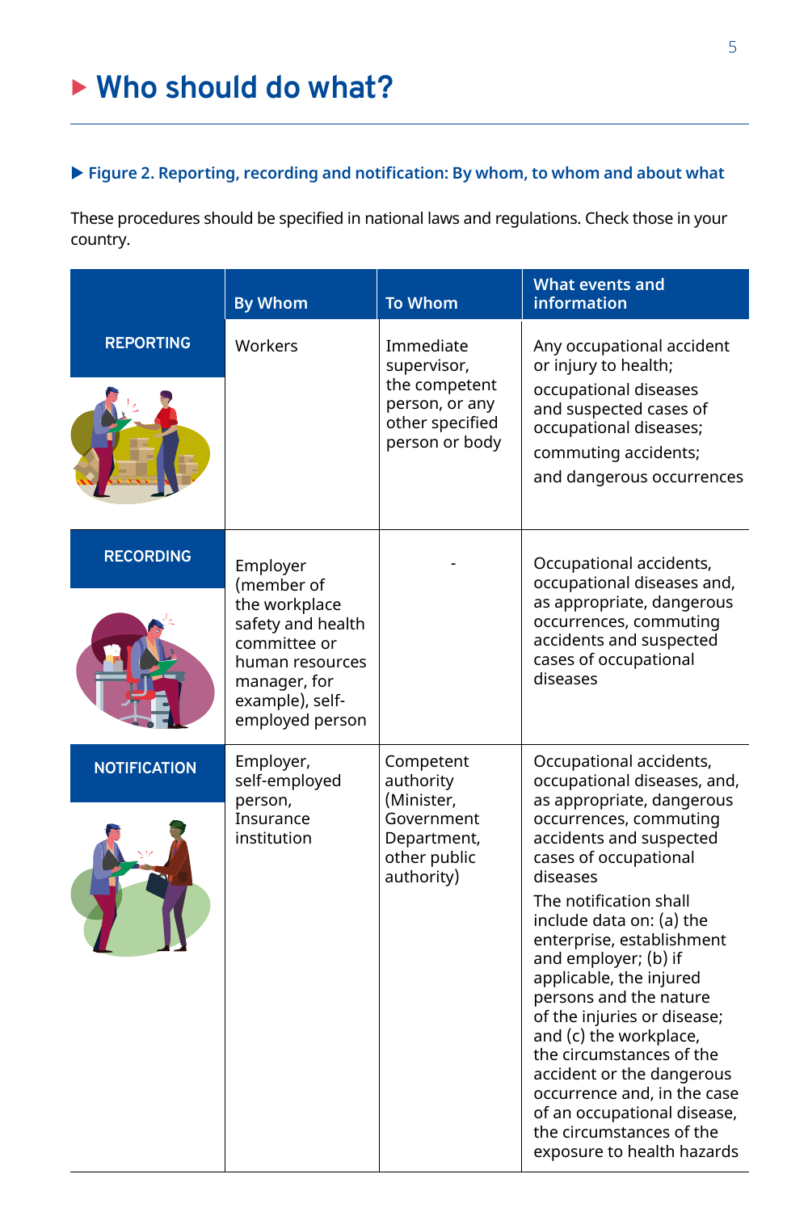# Who should do what?

**Figure 2. Reporting, recording and notification: By whom, to whom and about what**

These procedures should be specified in national laws and regulations. Check those in your country.

| | By Whom | To Whom | What events and information |
|---|---|---|---|
| **REPORTING** | Workers | Immediate supervisor, the competent person, or any other specified person or body | Any occupational accident or injury to health; occupational diseases and suspected cases of occupational diseases; commuting accidents; and dangerous occurrences |
| **RECORDING** | Employer (member of the workplace safety and health committee or human resources manager, for example), self-employed person | - | Occupational accidents, occupational diseases and, as appropriate, dangerous occurrences, commuting accidents and suspected cases of occupational diseases |
| **NOTIFICATION** | Employer, self-employed person, Insurance institution | Competent authority (Minister, Government Department, other public authority) | Occupational accidents, occupational diseases, and, as appropriate, dangerous occurrences, commuting accidents and suspected cases of occupational diseases<br>The notification shall include data on: (a) the enterprise, establishment and employer; (b) if applicable, the injured persons and the nature of the injuries or disease; and (c) the workplace, the circumstances of the accident or the dangerous occurrence and, in the case of an occupational disease, the circumstances of the exposure to health hazards |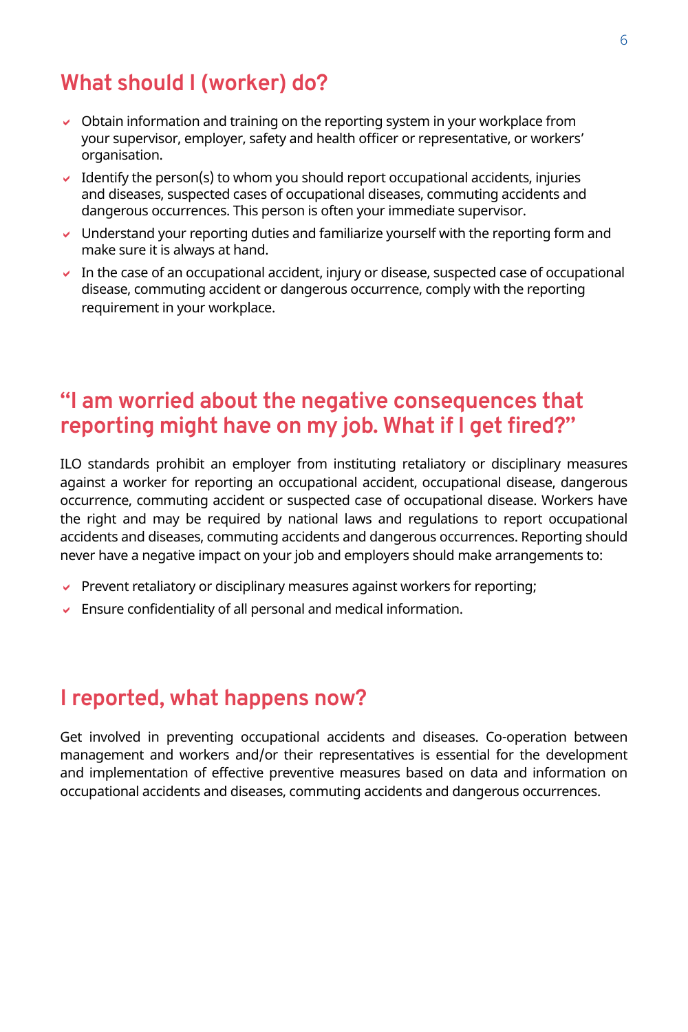## What should I (worker) do?

- Obtain information and training on the reporting system in your workplace from your supervisor, employer, safety and health officer or representative, or workers' organisation.
- Identify the person(s) to whom you should report occupational accidents, injuries and diseases, suspected cases of occupational diseases, commuting accidents and dangerous occurrences. This person is often your immediate supervisor.
- Understand your reporting duties and familiarize yourself with the reporting form and make sure it is always at hand.
- In the case of an occupational accident, injury or disease, suspected case of occupational disease, commuting accident or dangerous occurrence, comply with the reporting requirement in your workplace.

## "I am worried about the negative consequences that reporting might have on my job. What if I get fired?"

ILO standards prohibit an employer from instituting retaliatory or disciplinary measures against a worker for reporting an occupational accident, occupational disease, dangerous occurrence, commuting accident or suspected case of occupational disease. Workers have the right and may be required by national laws and regulations to report occupational accidents and diseases, commuting accidents and dangerous occurrences. Reporting should never have a negative impact on your job and employers should make arrangements to:

- Prevent retaliatory or disciplinary measures against workers for reporting;
- Ensure confidentiality of all personal and medical information.

## I reported, what happens now?

Get involved in preventing occupational accidents and diseases. Co-operation between management and workers and/or their representatives is essential for the development and implementation of effective preventive measures based on data and information on occupational accidents and diseases, commuting accidents and dangerous occurrences.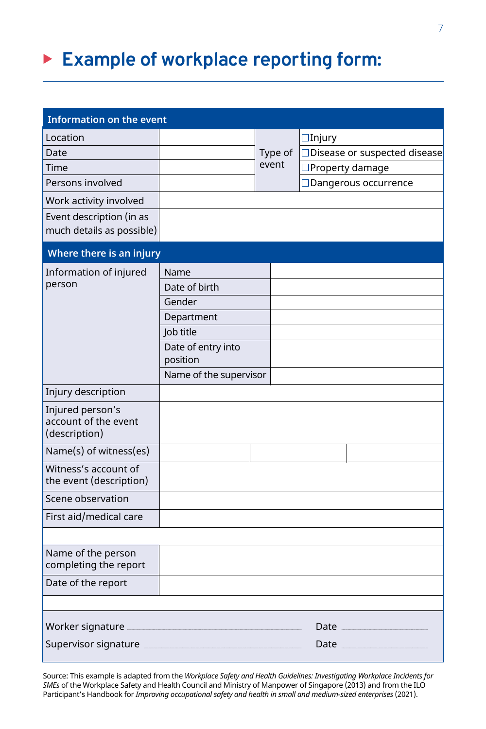## Example of workplace reporting form:

| Information on the event | | | |
|---|---|---|---|
| Location | | Type of event | ☐Injury |
| Date | | | ☐Disease or suspected disease |
| Time | | | ☐Property damage |
| Persons involved | | | ☐Dangerous occurrence |
| Work activity involved | | | |
| Event description (in as much details as possible) | | | |
| **Where there is an injury** | | | |
| Information of injured person | Name | | |
| | Date of birth | | |
| | Gender | | |
| | Department | | |
| | Job title | | |
| | Date of entry into position | | |
| | Name of the supervisor | | |
| Injury description | | | |
| Injured person's account of the event (description) | | | |
| Name(s) of witness(es) | | | |
| Witness's account of the event (description) | | | |
| Scene observation | | | |
| First aid/medical care | | | |
| | | | |
| Name of the person completing the report | | | |
| Date of the report | | | |

Worker signature ____________________ Date __________

Supervisor signature ____________________ Date __________

Source: This example is adapted from the *Workplace Safety and Health Guidelines: Investigating Workplace Incidents for SMEs* of the Workplace Safety and Health Council and Ministry of Manpower of Singapore (2013) and from the ILO Participant's Handbook for *Improving occupational safety and health in small and medium-sized enterprises* (2021).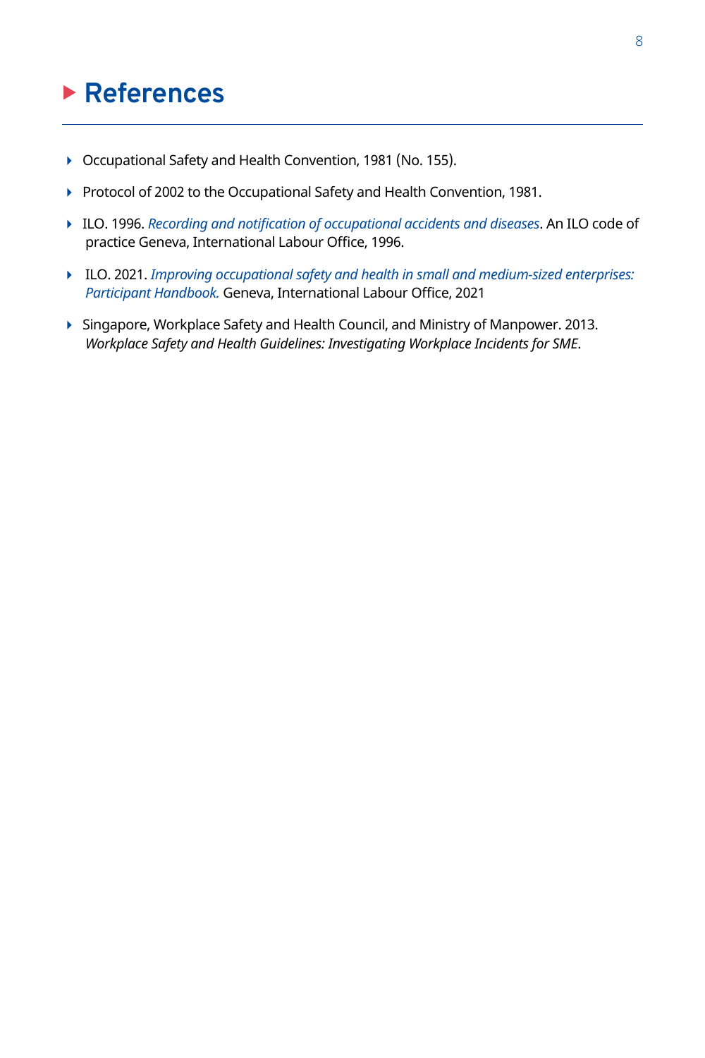# References

- Occupational Safety and Health Convention, 1981 (No. 155).
- Protocol of 2002 to the Occupational Safety and Health Convention, 1981.
- ILO. 1996. *Recording and notification of occupational accidents and diseases*. An ILO code of practice Geneva, International Labour Office, 1996.
- ILO. 2021. *Improving occupational safety and health in small and medium-sized enterprises: Participant Handbook.* Geneva, International Labour Office, 2021
- Singapore, Workplace Safety and Health Council, and Ministry of Manpower. 2013. *Workplace Safety and Health Guidelines: Investigating Workplace Incidents for SME*.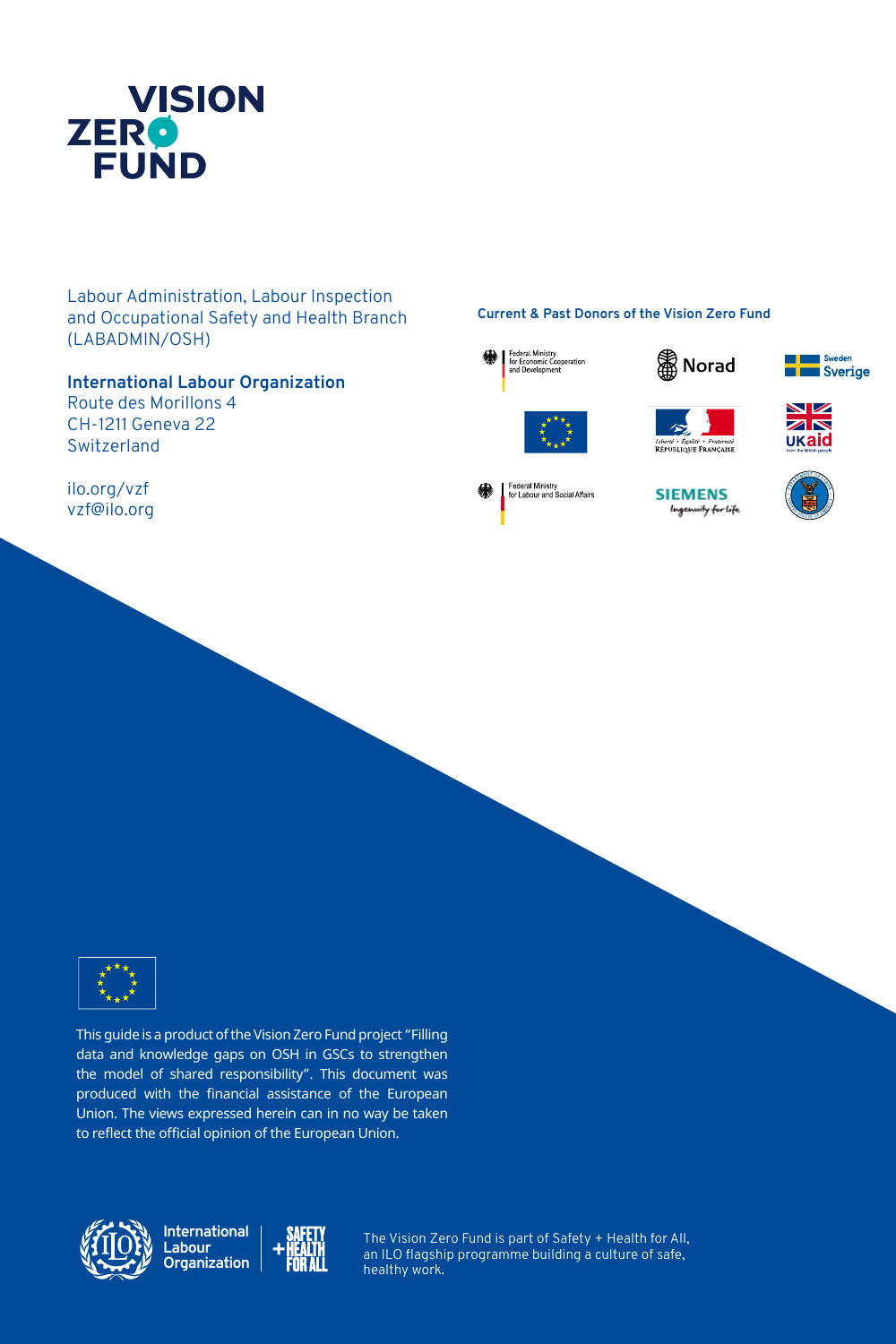VISION ZERO FUND

Labour Administration, Labour Inspection and Occupational Safety and Health Branch (LABADMIN/OSH)

**International Labour Organization**
Route des Morillons 4
CH-1211 Geneva 22
Switzerland

ilo.org/vzf
vzf@ilo.org

**Current & Past Donors of the Vision Zero Fund**

Federal Ministry for Economic Cooperation and Development

Norad

Sweden Sverige

UKaid

Liberté • Égalité • Fraternité
RÉPUBLIQUE FRANÇAISE

Federal Ministry for Labour and Social Affairs

SIEMENS
Ingenuity for life

This guide is a product of the Vision Zero Fund project "Filling data and knowledge gaps on OSH in GSCs to strengthen the model of shared responsibility". This document was produced with the financial assistance of the European Union. The views expressed herein can in no way be taken to reflect the official opinion of the European Union.

International Labour Organization

SAFETY + HEALTH FOR ALL

The Vision Zero Fund is part of Safety + Health for All, an ILO flagship programme building a culture of safe, healthy work.